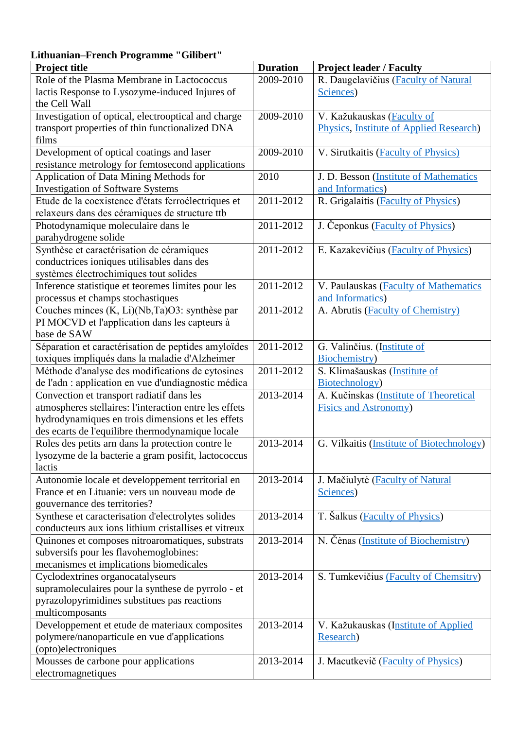**Lithuanian–French Programme "Gilibert"**

| **Project title** | **Duration** | **Project leader / Faculty** |
|---|---|---|
| Role of the Plasma Membrane in Lactococcus lactis Response to Lysozyme-induced Injures of the Cell Wall | 2009-2010 | R. Daugelavičius (Faculty of Natural Sciences) |
| Investigation of optical, electrooptical and charge transport properties of thin functionalized DNA films | 2009-2010 | V. Kažukauskas (Faculty of Physics, Institute of Applied Research) |
| Development of optical coatings and laser resistance metrology for femtosecond applications | 2009-2010 | V. Sirutkaitis (Faculty of Physics) |
| Application of Data Mining Methods for Investigation of Software Systems | 2010 | J. D. Besson (Institute of Mathematics and Informatics) |
| Etude de la coexistence d'états ferroélectriques et relaxeurs dans des céramiques de structure ttb | 2011-2012 | R. Grigalaitis (Faculty of Physics) |
| Photodynamique moleculaire dans le parahydrogene solide | 2011-2012 | J. Čeponkus (Faculty of Physics) |
| Synthèse et caractérisation de céramiques conductrices ioniques utilisables dans des systèmes électrochimiques tout solides | 2011-2012 | E. Kazakevičius (Faculty of Physics) |
| Inference statistique et teoremes limites pour les processus et champs stochastiques | 2011-2012 | V. Paulauskas (Faculty of Mathematics and Informatics) |
| Couches minces (K, Li)(Nb,Ta)O3: synthèse par PI MOCVD et l'application dans les capteurs à base de SAW | 2011-2012 | A. Abrutis (Faculty of Chemistry) |
| Séparation et caractérisation de peptides amyloïdes toxiques impliqués dans la maladie d'Alzheimer | 2011-2012 | G. Valinčius. (Institute of Biochemistry) |
| Méthode d'analyse des modifications de cytosines de l'adn : application en vue d'undiagnostic médica | 2011-2012 | S. Klimašauskas (Institute of Biotechnology) |
| Convection et transport radiatif dans les atmospheres stellaires: l'interaction entre les effets hydrodynamiques en trois dimensions et les effets des ecarts de l'equilibre thermodynamique locale | 2013-2014 | A. Kučinskas (Institute of Theoretical Fisics and Astronomy) |
| Roles des petits arn dans la protection contre le lysozyme de la bacterie a gram posifit, lactococcus lactis | 2013-2014 | G. Vilkaitis (Institute of Biotechnology) |
| Autonomie locale et developpement territorial en France et en Lituanie: vers un nouveau mode de gouvernance des territories? | 2013-2014 | J. Mačiulytė (Faculty of Natural Sciences) |
| Synthese et caracterisation d'electrolytes solides conducteurs aux ions lithium cristallises et vitreux | 2013-2014 | T. Šalkus (Faculty of Physics) |
| Quinones et composes nitroaromatiques, substrats subversifs pour les flavohemoglobines: mecanismes et implications biomedicales | 2013-2014 | N. Čėnas (Institute of Biochemistry) |
| Cyclodextrines organocatalyseurs supramoleculaires pour la synthese de pyrrolo - et pyrazolopyrimidines substitues pas reactions multicomposants | 2013-2014 | S. Tumkevičius (Faculty of Chemsitry) |
| Developpement et etude de materiaux composites polymere/nanoparticule en vue d'applications (opto)electroniques | 2013-2014 | V. Kažukauskas (Institute of Applied Research) |
| Mousses de carbone pour applications electromagnetiques | 2013-2014 | J. Macutkevič (Faculty of Physics) |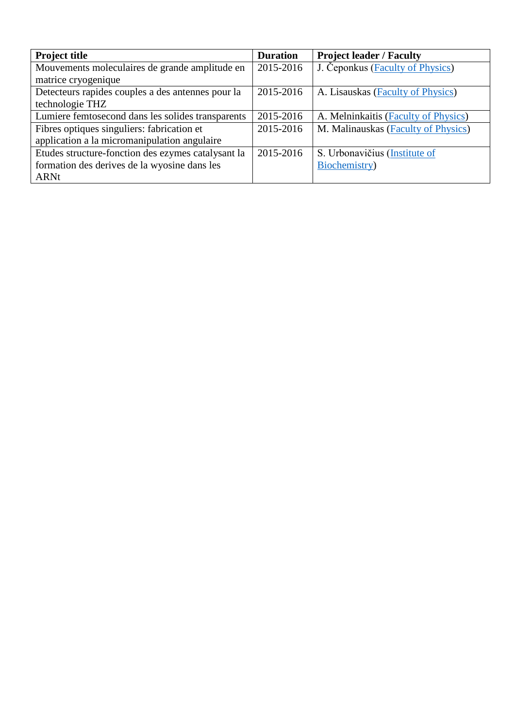| Project title | Duration | Project leader / Faculty |
|---|---|---|
| Mouvements moleculaires de grande amplitude en matrice cryogenique | 2015-2016 | J. Čeponkus (Faculty of Physics) |
| Detecteurs rapides couples a des antennes pour la technologie THZ | 2015-2016 | A. Lisauskas (Faculty of Physics) |
| Lumiere femtosecond dans les solides transparents | 2015-2016 | A. Melninkaitis (Faculty of Physics) |
| Fibres optiques singuliers: fabrication et application a la micromanipulation angulaire | 2015-2016 | M. Malinauskas (Faculty of Physics) |
| Etudes structure-fonction des ezymes catalysant la formation des derives de la wyosine dans les ARNt | 2015-2016 | S. Urbonavičius (Institute of Biochemistry) |